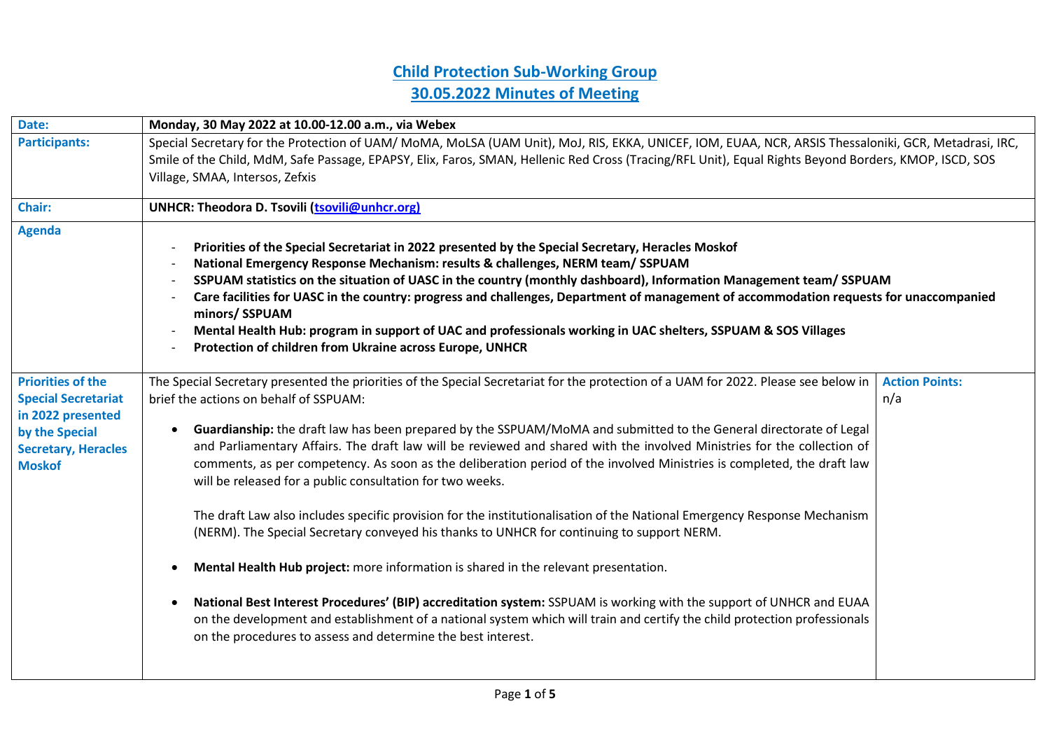# Child Protection Sub-Working Group

## 30.05.2022 Minutes of Meeting

| | | |
|---|---|---|
| **Date:** | **Monday, 30 May 2022 at 10.00-12.00 a.m., via Webex** | |
| **Participants:** | Special Secretary for the Protection of UAM/ MoMA, MoLSA (UAM Unit), MoJ, RIS, EKKA, UNICEF, IOM, EUAA, NCR, ARSIS Thessaloniki, GCR, Metadrasi, IRC, Smile of the Child, MdM, Safe Passage, EPAPSY, Elix, Faros, SMAN, Hellenic Red Cross (Tracing/RFL Unit), Equal Rights Beyond Borders, KMOP, ISCD, SOS Village, SMAA, Intersos, Zefxis | |
| **Chair:** | **UNHCR: Theodora D. Tsovili (tsovili@unhcr.org)** | |
| **Agenda** | - **Priorities of the Special Secretariat in 2022 presented by the Special Secretary, Heracles Moskof**<br>- **National Emergency Response Mechanism: results & challenges, NERM team/ SSPUAM**<br>- **SSPUAM statistics on the situation of UASC in the country (monthly dashboard), Information Management team/ SSPUAM**<br>- **Care facilities for UASC in the country: progress and challenges, Department of management of accommodation requests for unaccompanied minors/ SSPUAM**<br>- **Mental Health Hub: program in support of UAC and professionals working in UAC shelters, SSPUAM & SOS Villages**<br>- **Protection of children from Ukraine across Europe, UNHCR** | |
| **Priorities of the Special Secretariat in 2022 presented by the Special Secretary, Heracles Moskof** | The Special Secretary presented the priorities of the Special Secretariat for the protection of a UAM for 2022. Please see below in brief the actions on behalf of SSPUAM:<br><br>• **Guardianship:** the draft law has been prepared by the SSPUAM/MoMA and submitted to the General directorate of Legal and Parliamentary Affairs. The draft law will be reviewed and shared with the involved Ministries for the collection of comments, as per competency. As soon as the deliberation period of the involved Ministries is completed, the draft law will be released for a public consultation for two weeks.<br><br>The draft Law also includes specific provision for the institutionalisation of the National Emergency Response Mechanism (NERM). The Special Secretary conveyed his thanks to UNHCR for continuing to support NERM.<br><br>• **Mental Health Hub project:** more information is shared in the relevant presentation.<br><br>• **National Best Interest Procedures' (BIP) accreditation system:** SSPUAM is working with the support of UNHCR and EUAA on the development and establishment of a national system which will train and certify the child protection professionals on the procedures to assess and determine the best interest. | **Action Points:**<br>n/a |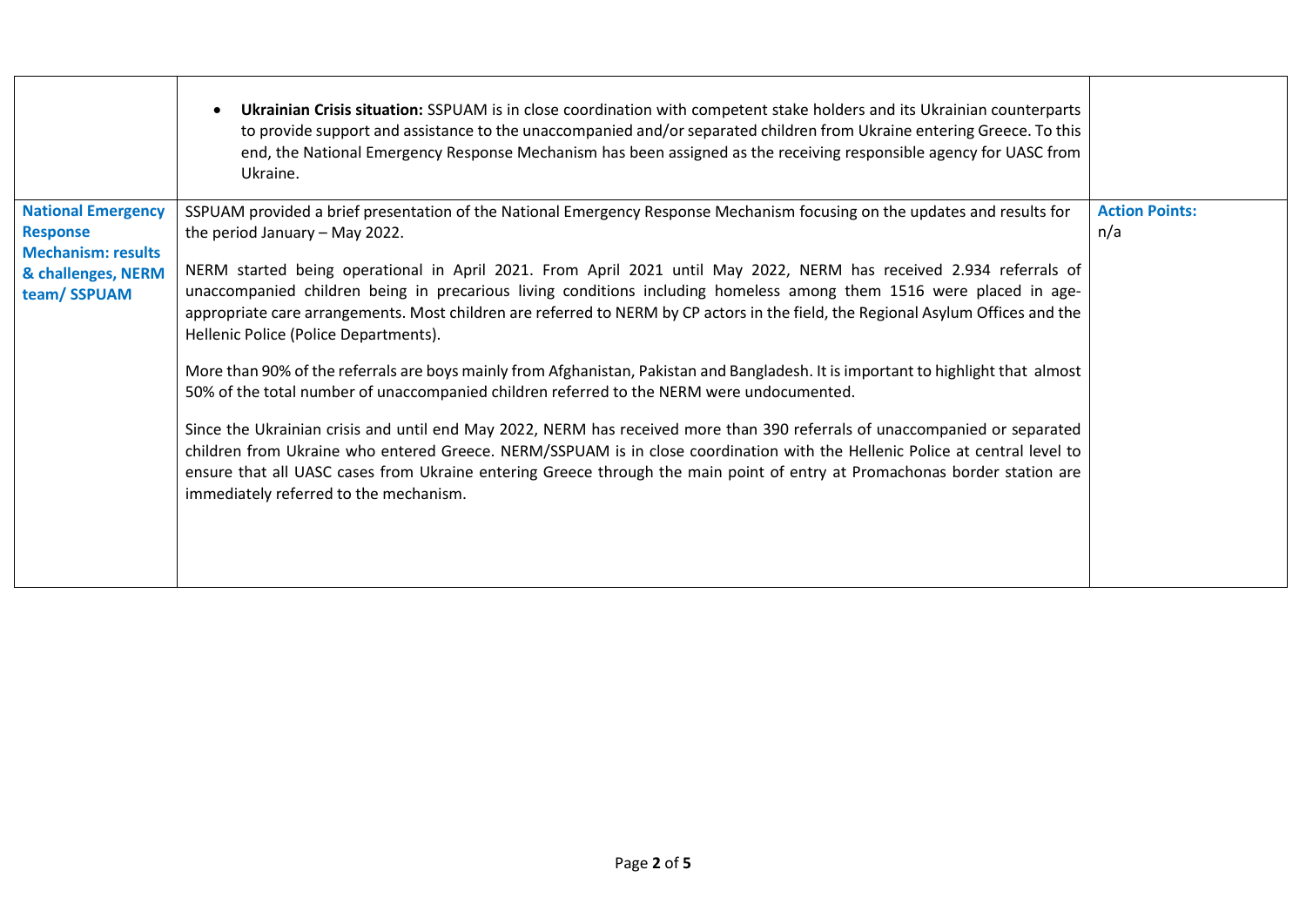| | | |
|---|---|---|
| | • **Ukrainian Crisis situation:** SSPUAM is in close coordination with competent stake holders and its Ukrainian counterparts to provide support and assistance to the unaccompanied and/or separated children from Ukraine entering Greece. To this end, the National Emergency Response Mechanism has been assigned as the receiving responsible agency for UASC from Ukraine. | |
| **National Emergency Response Mechanism: results & challenges, NERM team/ SSPUAM** | SSPUAM provided a brief presentation of the National Emergency Response Mechanism focusing on the updates and results for the period January – May 2022.<br><br>NERM started being operational in April 2021. From April 2021 until May 2022, NERM has received 2.934 referrals of unaccompanied children being in precarious living conditions including homeless among them 1516 were placed in age-appropriate care arrangements. Most children are referred to NERM by CP actors in the field, the Regional Asylum Offices and the Hellenic Police (Police Departments).<br><br>More than 90% of the referrals are boys mainly from Afghanistan, Pakistan and Bangladesh. It is important to highlight that almost 50% of the total number of unaccompanied children referred to the NERM were undocumented.<br><br>Since the Ukrainian crisis and until end May 2022, NERM has received more than 390 referrals of unaccompanied or separated children from Ukraine who entered Greece. NERM/SSPUAM is in close coordination with the Hellenic Police at central level to ensure that all UASC cases from Ukraine entering Greece through the main point of entry at Promachonas border station are immediately referred to the mechanism. | **Action Points:**<br>n/a |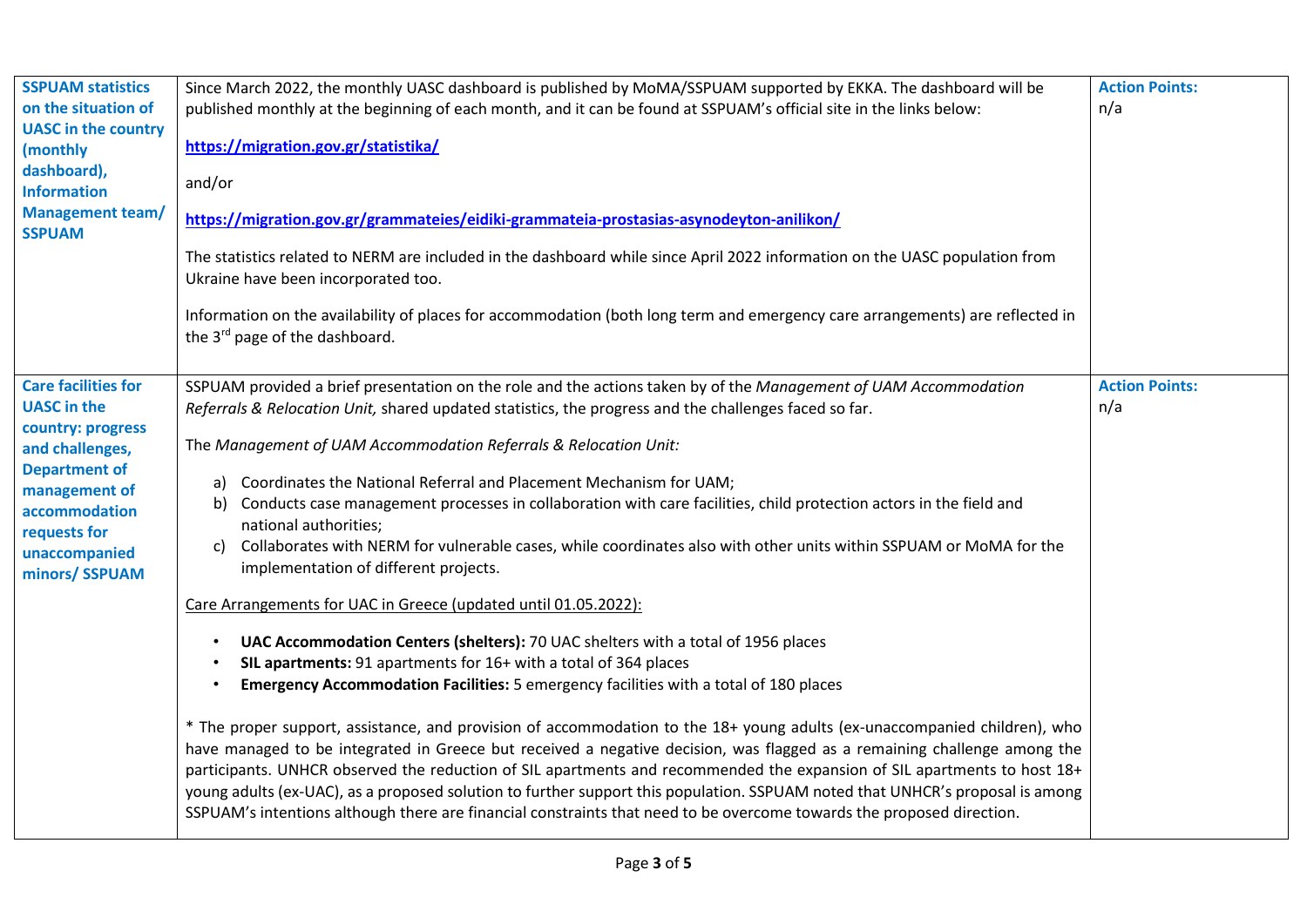| | | |
|---|---|---|
| **SSPUAM statistics on the situation of UASC in the country (monthly dashboard), Information Management team/ SSPUAM** | Since March 2022, the monthly UASC dashboard is published by MoMA/SSPUAM supported by EKKA. The dashboard will be published monthly at the beginning of each month, and it can be found at SSPUAM's official site in the links below:<br><br>**https://migration.gov.gr/statistika/**<br><br>and/or<br><br>**https://migration.gov.gr/grammateies/eidiki-grammateia-prostasias-asynodeyton-anilikon/**<br><br>The statistics related to NERM are included in the dashboard while since April 2022 information on the UASC population from Ukraine have been incorporated too.<br><br>Information on the availability of places for accommodation (both long term and emergency care arrangements) are reflected in the 3rd page of the dashboard. | **Action Points:**<br>n/a |
| **Care facilities for UASC in the country: progress and challenges, Department of management of accommodation requests for unaccompanied minors/ SSPUAM** | SSPUAM provided a brief presentation on the role and the actions taken by of the *Management of UAM Accommodation Referrals & Relocation Unit,* shared updated statistics, the progress and the challenges faced so far.<br><br>The *Management of UAM Accommodation Referrals & Relocation Unit:*<br><br>a) Coordinates the National Referral and Placement Mechanism for UAM;<br>b) Conducts case management processes in collaboration with care facilities, child protection actors in the field and national authorities;<br>c) Collaborates with NERM for vulnerable cases, while coordinates also with other units within SSPUAM or MoMA for the implementation of different projects.<br><br>Care Arrangements for UAC in Greece (updated until 01.05.2022):<br><br>• **UAC Accommodation Centers (shelters):** 70 UAC shelters with a total of 1956 places<br>• **SIL apartments:** 91 apartments for 16+ with a total of 364 places<br>• **Emergency Accommodation Facilities:** 5 emergency facilities with a total of 180 places<br><br>* The proper support, assistance, and provision of accommodation to the 18+ young adults (ex-unaccompanied children), who have managed to be integrated in Greece but received a negative decision, was flagged as a remaining challenge among the participants. UNHCR observed the reduction of SIL apartments and recommended the expansion of SIL apartments to host 18+ young adults (ex-UAC), as a proposed solution to further support this population. SSPUAM noted that UNHCR's proposal is among SSPUAM's intentions although there are financial constraints that need to be overcome towards the proposed direction. | **Action Points:**<br>n/a |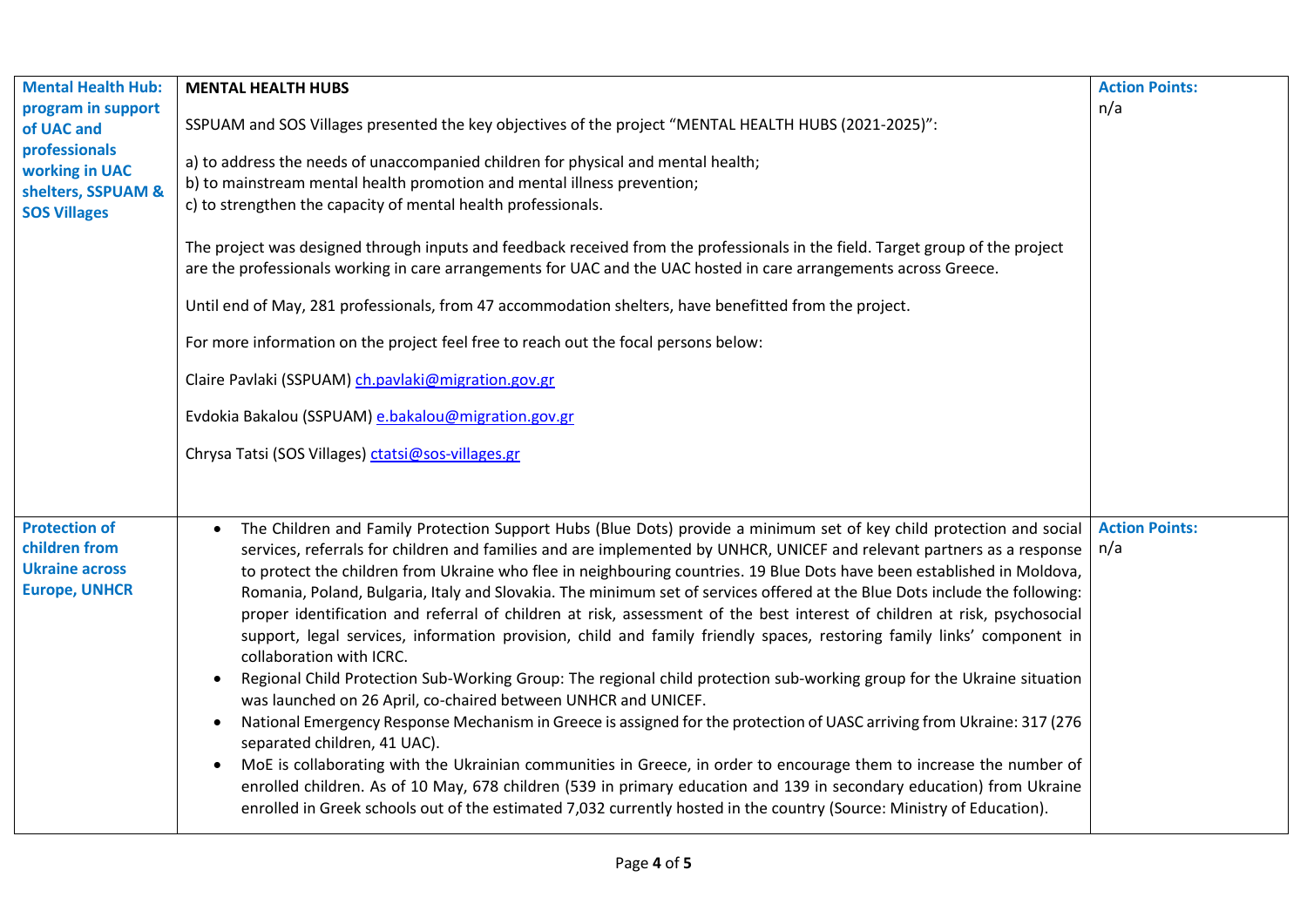| | | |
|---|---|---|
| **Mental Health Hub: program in support of UAC and professionals working in UAC shelters, SSPUAM & SOS Villages** | **MENTAL HEALTH HUBS**<br><br>SSPUAM and SOS Villages presented the key objectives of the project "MENTAL HEALTH HUBS (2021-2025)":<br><br>a) to address the needs of unaccompanied children for physical and mental health;<br>b) to mainstream mental health promotion and mental illness prevention;<br>c) to strengthen the capacity of mental health professionals.<br><br>The project was designed through inputs and feedback received from the professionals in the field. Target group of the project are the professionals working in care arrangements for UAC and the UAC hosted in care arrangements across Greece.<br><br>Until end of May, 281 professionals, from 47 accommodation shelters, have benefitted from the project.<br><br>For more information on the project feel free to reach out the focal persons below:<br><br>Claire Pavlaki (SSPUAM) ch.pavlaki@migration.gov.gr<br><br>Evdokia Bakalou (SSPUAM) e.bakalou@migration.gov.gr<br><br>Chrysa Tatsi (SOS Villages) ctatsi@sos-villages.gr | **Action Points:**<br>n/a |
| **Protection of children from Ukraine across Europe, UNHCR** | • The Children and Family Protection Support Hubs (Blue Dots) provide a minimum set of key child protection and social services, referrals for children and families and are implemented by UNHCR, UNICEF and relevant partners as a response to protect the children from Ukraine who flee in neighbouring countries. 19 Blue Dots have been established in Moldova, Romania, Poland, Bulgaria, Italy and Slovakia. The minimum set of services offered at the Blue Dots include the following: proper identification and referral of children at risk, assessment of the best interest of children at risk, psychosocial support, legal services, information provision, child and family friendly spaces, restoring family links' component in collaboration with ICRC.<br>• Regional Child Protection Sub-Working Group: The regional child protection sub-working group for the Ukraine situation was launched on 26 April, co-chaired between UNHCR and UNICEF.<br>• National Emergency Response Mechanism in Greece is assigned for the protection of UASC arriving from Ukraine: 317 (276 separated children, 41 UAC).<br>• MoE is collaborating with the Ukrainian communities in Greece, in order to encourage them to increase the number of enrolled children. As of 10 May, 678 children (539 in primary education and 139 in secondary education) from Ukraine enrolled in Greek schools out of the estimated 7,032 currently hosted in the country (Source: Ministry of Education). | **Action Points:**<br>n/a |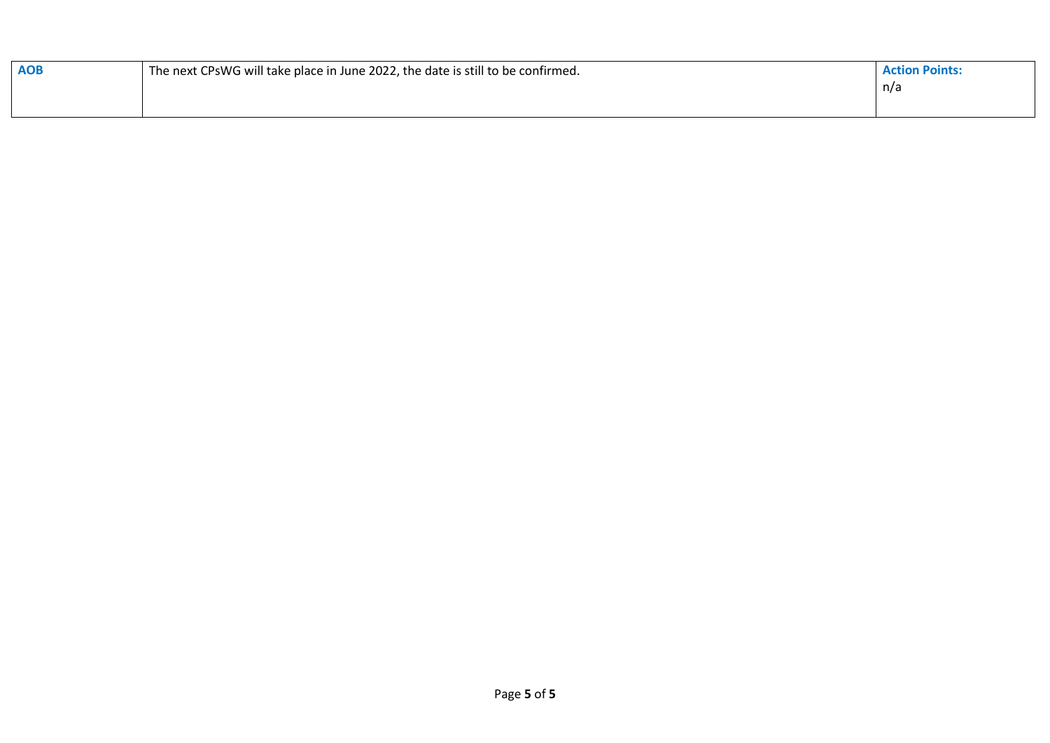| | | |
|---|---|---|
| **AOB** | The next CPsWG will take place in June 2022, the date is still to be confirmed. | **Action Points:**<br>n/a |